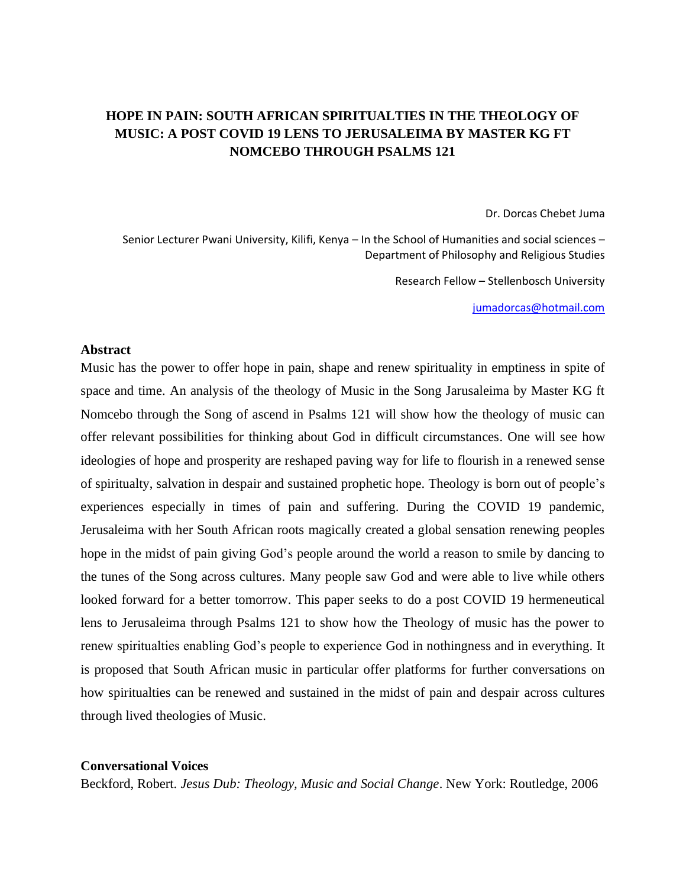# HOPE IN PAIN: SOUTH AFRICAN SPIRITUALTIES IN THE THEOLOGY OF MUSIC: A POST COVID 19 LENS TO JERUSALEIMA BY MASTER KG FT NOMCEBO THROUGH PSALMS 121

Dr. Dorcas Chebet Juma

Senior Lecturer Pwani University, Kilifi, Kenya – In the School of Humanities and social sciences – Department of Philosophy and Religious Studies

Research Fellow – Stellenbosch University

jumadorcas@hotmail.com

## Abstract

Music has the power to offer hope in pain, shape and renew spirituality in emptiness in spite of space and time. An analysis of the theology of Music in the Song Jarusaleima by Master KG ft Nomcebo through the Song of ascend in Psalms 121 will show how the theology of music can offer relevant possibilities for thinking about God in difficult circumstances. One will see how ideologies of hope and prosperity are reshaped paving way for life to flourish in a renewed sense of spiritualty, salvation in despair and sustained prophetic hope. Theology is born out of people's experiences especially in times of pain and suffering. During the COVID 19 pandemic, Jerusaleima with her South African roots magically created a global sensation renewing peoples hope in the midst of pain giving God's people around the world a reason to smile by dancing to the tunes of the Song across cultures. Many people saw God and were able to live while others looked forward for a better tomorrow. This paper seeks to do a post COVID 19 hermeneutical lens to Jerusaleima through Psalms 121 to show how the Theology of music has the power to renew spiritualties enabling God's people to experience God in nothingness and in everything. It is proposed that South African music in particular offer platforms for further conversations on how spiritualties can be renewed and sustained in the midst of pain and despair across cultures through lived theologies of Music.

## Conversational Voices

Beckford, Robert. *Jesus Dub: Theology, Music and Social Change*. New York: Routledge, 2006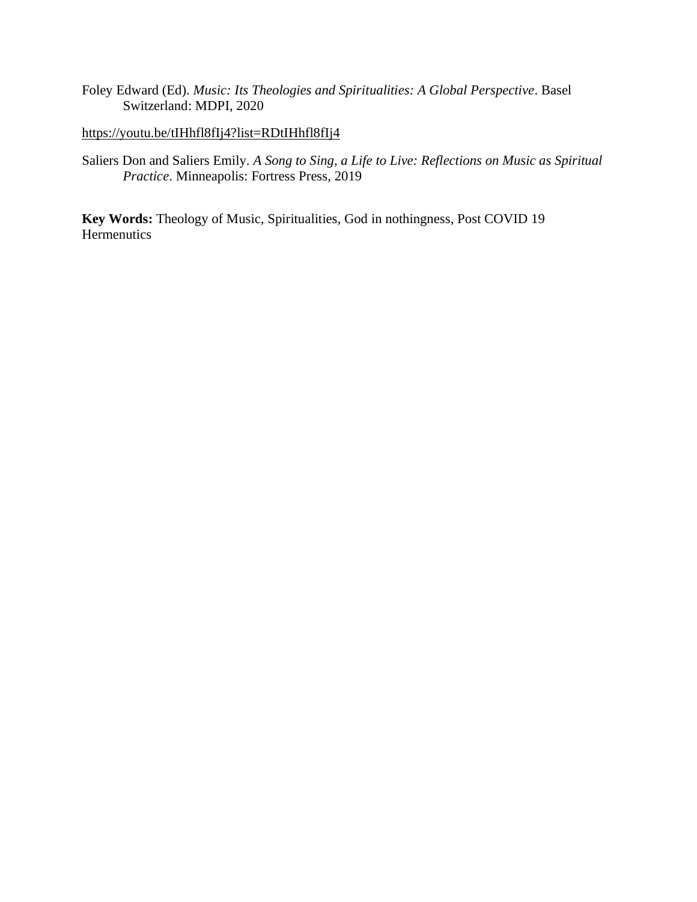Foley Edward (Ed). *Music: Its Theologies and Spiritualities: A Global Perspective*. Basel Switzerland: MDPI, 2020

https://youtu.be/tIHhfl8fIj4?list=RDtIHhfl8fIj4

Saliers Don and Saliers Emily. *A Song to Sing, a Life to Live: Reflections on Music as Spiritual Practice*. Minneapolis: Fortress Press, 2019

**Key Words:** Theology of Music, Spiritualities, God in nothingness, Post COVID 19 Hermenutics